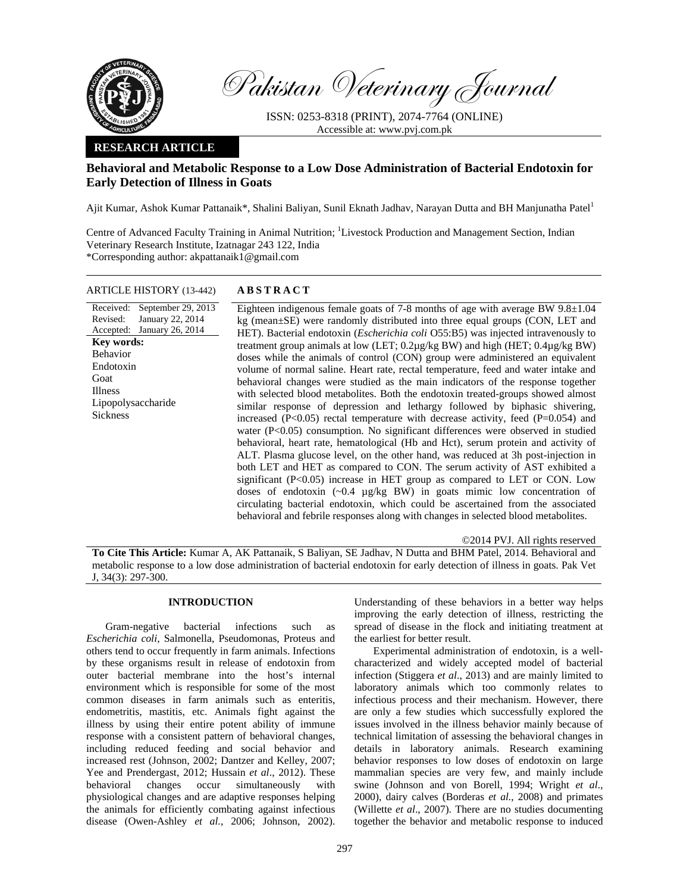# Pakistan Veterinary Journal

ISSN: 0253-8318 (PRINT), 2074-7764 (ONLINE)
Accessible at: www.pvj.com.pk

**RESEARCH ARTICLE**

## Behavioral and Metabolic Response to a Low Dose Administration of Bacterial Endotoxin for Early Detection of Illness in Goats

Ajit Kumar, Ashok Kumar Pattanaik*, Shalini Baliyan, Sunil Eknath Jadhav, Narayan Dutta and BH Manjunatha Patel[1]

Centre of Advanced Faculty Training in Animal Nutrition; [1]Livestock Production and Management Section, Indian Veterinary Research Institute, Izatnagar 243 122, India
*Corresponding author: akpattanaik1@gmail.com

**ARTICLE HISTORY** (13-442)

Received: September 29, 2013
Revised: January 22, 2014
Accepted: January 26, 2014

**Key words:**
Behavior
Endotoxin
Goat
Illness
Lipopolysaccharide
Sickness

**ABSTRACT**

Eighteen indigenous female goats of 7-8 months of age with average BW 9.8±1.04 kg (mean±SE) were randomly distributed into three equal groups (CON, LET and HET). Bacterial endotoxin (*Escherichia coli* O55:B5) was injected intravenously to treatment group animals at low (LET; 0.2µg/kg BW) and high (HET; 0.4µg/kg BW) doses while the animals of control (CON) group were administered an equivalent volume of normal saline. Heart rate, rectal temperature, feed and water intake and behavioral changes were studied as the main indicators of the response together with selected blood metabolites. Both the endotoxin treated-groups showed almost similar response of depression and lethargy followed by biphasic shivering, increased ($P<0.05$) rectal temperature with decrease activity, feed ($P=0.054$) and water ($P<0.05$) consumption. No significant differences were observed in studied behavioral, heart rate, hematological (Hb and Hct), serum protein and activity of ALT. Plasma glucose level, on the other hand, was reduced at 3h post-injection in both LET and HET as compared to CON. The serum activity of AST exhibited a significant ($P<0.05$) increase in HET group as compared to LET or CON. Low doses of endotoxin (~0.4 µg/kg BW) in goats mimic low concentration of circulating bacterial endotoxin, which could be ascertained from the associated behavioral and febrile responses along with changes in selected blood metabolites.

©2014 PVJ. All rights reserved

**To Cite This Article:** Kumar A, AK Pattanaik, S Baliyan, SE Jadhav, N Dutta and BHM Patel, 2014. Behavioral and metabolic response to a low dose administration of bacterial endotoxin for early detection of illness in goats. Pak Vet J, 34(3): 297-300.

## INTRODUCTION

Gram-negative bacterial infections such as *Escherichia coli*, Salmonella, Pseudomonas, Proteus and others tend to occur frequently in farm animals. Infections by these organisms result in release of endotoxin from outer bacterial membrane into the host's internal environment which is responsible for some of the most common diseases in farm animals such as enteritis, endometritis, mastitis, etc. Animals fight against the illness by using their entire potent ability of immune response with a consistent pattern of behavioral changes, including reduced feeding and social behavior and increased rest (Johnson, 2002; Dantzer and Kelley, 2007; Yee and Prendergast, 2012; Hussain *et al*., 2012). These behavioral changes occur simultaneously with physiological changes and are adaptive responses helping the animals for efficiently combating against infectious disease (Owen-Ashley *et al.*, 2006; Johnson, 2002). Understanding of these behaviors in a better way helps improving the early detection of illness, restricting the spread of disease in the flock and initiating treatment at the earliest for better result.

Experimental administration of endotoxin, is a well-characterized and widely accepted model of bacterial infection (Stiggera *et al*., 2013) and are mainly limited to laboratory animals which too commonly relates to infectious process and their mechanism. However, there are only a few studies which successfully explored the issues involved in the illness behavior mainly because of technical limitation of assessing the behavioral changes in details in laboratory animals. Research examining behavior responses to low doses of endotoxin on large mammalian species are very few, and mainly include swine (Johnson and von Borell, 1994; Wright *et al*., 2000), dairy calves (Borderas *et al.*, 2008) and primates (Willette *et al*., 2007). There are no studies documenting together the behavior and metabolic response to induced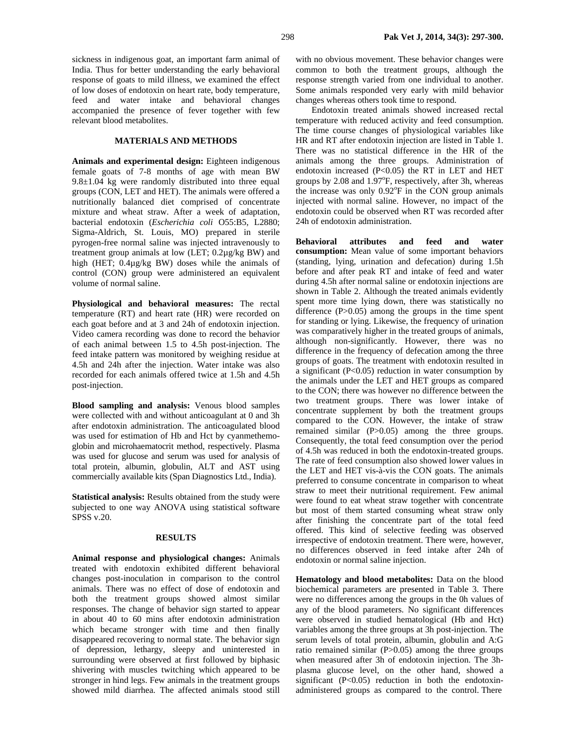sickness in indigenous goat, an important farm animal of India. Thus for better understanding the early behavioral response of goats to mild illness, we examined the effect of low doses of endotoxin on heart rate, body temperature, feed and water intake and behavioral changes accompanied the presence of fever together with few relevant blood metabolites.

## MATERIALS AND METHODS

**Animals and experimental design:** Eighteen indigenous female goats of 7-8 months of age with mean BW 9.8±1.04 kg were randomly distributed into three equal groups (CON, LET and HET). The animals were offered a nutritionally balanced diet comprised of concentrate mixture and wheat straw. After a week of adaptation, bacterial endotoxin (*Escherichia coli* O55:B5, L2880; Sigma-Aldrich, St. Louis, MO) prepared in sterile pyrogen-free normal saline was injected intravenously to treatment group animals at low (LET; 0.2µg/kg BW) and high (HET; 0.4µg/kg BW) doses while the animals of control (CON) group were administered an equivalent volume of normal saline.

**Physiological and behavioral measures:** The rectal temperature (RT) and heart rate (HR) were recorded on each goat before and at 3 and 24h of endotoxin injection. Video camera recording was done to record the behavior of each animal between 1.5 to 4.5h post-injection. The feed intake pattern was monitored by weighing residue at 4.5h and 24h after the injection. Water intake was also recorded for each animals offered twice at 1.5h and 4.5h post-injection.

**Blood sampling and analysis:** Venous blood samples were collected with and without anticoagulant at 0 and 3h after endotoxin administration. The anticoagulated blood was used for estimation of Hb and Hct by cyanmethemoglobin and microhaematocrit method, respectively. Plasma was used for glucose and serum was used for analysis of total protein, albumin, globulin, ALT and AST using commercially available kits (Span Diagnostics Ltd., India).

**Statistical analysis:** Results obtained from the study were subjected to one way ANOVA using statistical software SPSS v.20.

## RESULTS

**Animal response and physiological changes:** Animals treated with endotoxin exhibited different behavioral changes post-inoculation in comparison to the control animals. There was no effect of dose of endotoxin and both the treatment groups showed almost similar responses. The change of behavior sign started to appear in about 40 to 60 mins after endotoxin administration which became stronger with time and then finally disappeared recovering to normal state. The behavior sign of depression, lethargy, sleepy and uninterested in surrounding were observed at first followed by biphasic shivering with muscles twitching which appeared to be stronger in hind legs. Few animals in the treatment groups showed mild diarrhea. The affected animals stood still with no obvious movement. These behavior changes were common to both the treatment groups, although the response strength varied from one individual to another. Some animals responded very early with mild behavior changes whereas others took time to respond.

Endotoxin treated animals showed increased rectal temperature with reduced activity and feed consumption. The time course changes of physiological variables like HR and RT after endotoxin injection are listed in Table 1. There was no statistical difference in the HR of the animals among the three groups. Administration of endotoxin increased ($P<0.05$) the RT in LET and HET groups by 2.08 and 1.97°F, respectively, after 3h, whereas the increase was only 0.92°F in the CON group animals injected with normal saline. However, no impact of the endotoxin could be observed when RT was recorded after 24h of endotoxin administration.

**Behavioral attributes and feed and water consumption:** Mean value of some important behaviors (standing, lying, urination and defecation) during 1.5h before and after peak RT and intake of feed and water during 4.5h after normal saline or endotoxin injections are shown in Table 2. Although the treated animals evidently spent more time lying down, there was statistically no difference ($P>0.05$) among the groups in the time spent for standing or lying. Likewise, the frequency of urination was comparatively higher in the treated groups of animals, although non-significantly. However, there was no difference in the frequency of defecation among the three groups of goats. The treatment with endotoxin resulted in a significant ($P<0.05$) reduction in water consumption by the animals under the LET and HET groups as compared to the CON; there was however no difference between the two treatment groups. There was lower intake of concentrate supplement by both the treatment groups compared to the CON. However, the intake of straw remained similar ($P>0.05$) among the three groups. Consequently, the total feed consumption over the period of 4.5h was reduced in both the endotoxin-treated groups. The rate of feed consumption also showed lower values in the LET and HET vis-à-vis the CON goats. The animals preferred to consume concentrate in comparison to wheat straw to meet their nutritional requirement. Few animal were found to eat wheat straw together with concentrate but most of them started consuming wheat straw only after finishing the concentrate part of the total feed offered. This kind of selective feeding was observed irrespective of endotoxin treatment. There were, however, no differences observed in feed intake after 24h of endotoxin or normal saline injection.

**Hematology and blood metabolites:** Data on the blood biochemical parameters are presented in Table 3. There were no differences among the groups in the 0h values of any of the blood parameters. No significant differences were observed in studied hematological (Hb and Hct) variables among the three groups at 3h post-injection. The serum levels of total protein, albumin, globulin and A:G ratio remained similar ($P>0.05$) among the three groups when measured after 3h of endotoxin injection. The 3h-plasma glucose level, on the other hand, showed a significant ($P<0.05$) reduction in both the endotoxin-administered groups as compared to the control. There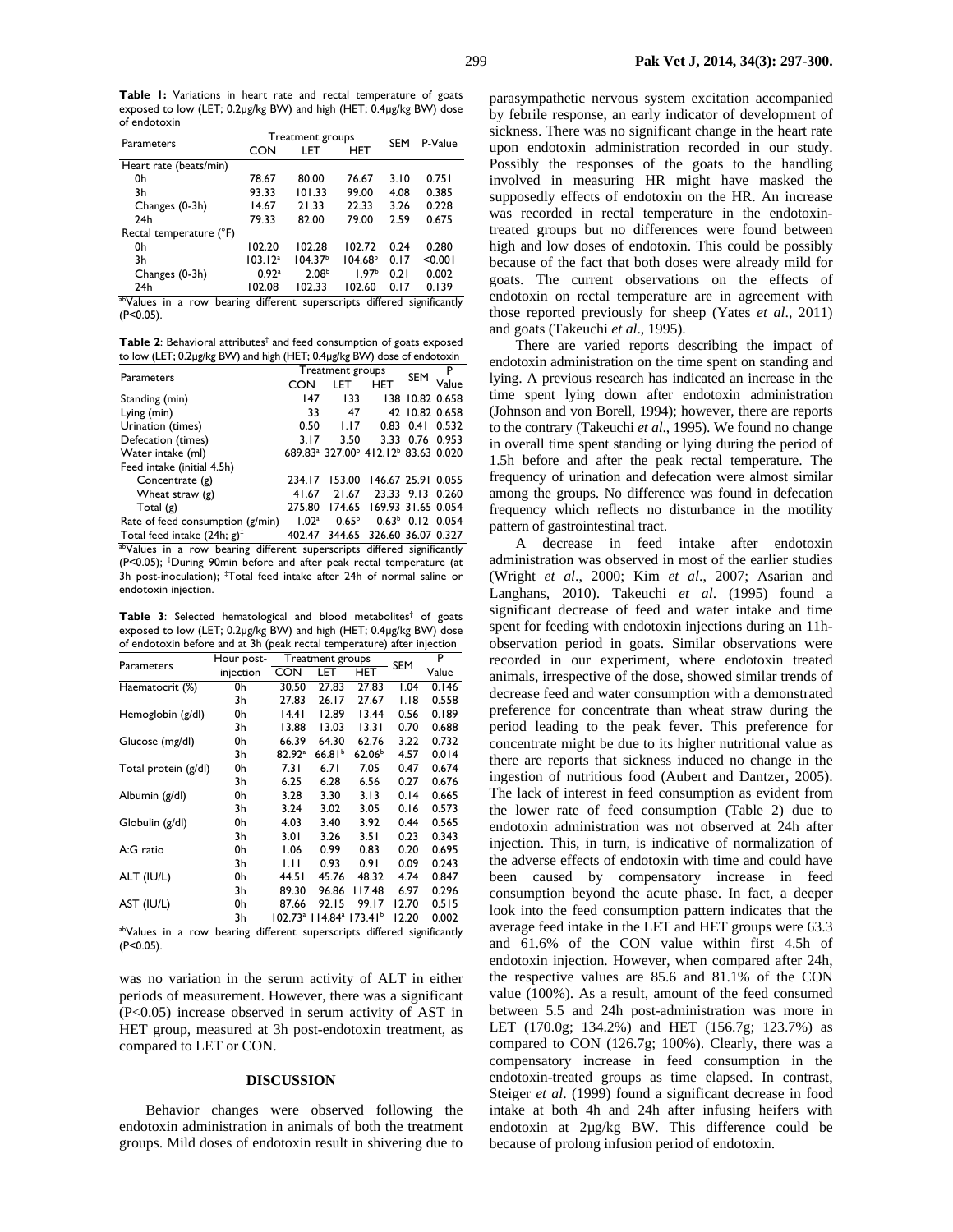**Table 1:** Variations in heart rate and rectal temperature of goats exposed to low (LET; 0.2µg/kg BW) and high (HET; 0.4µg/kg BW) dose of endotoxin

| Parameters | Treatment groups | | | SEM | P-Value |
|---|---|---|---|---|---|
| | CON | LET | HET | | |
| Heart rate (beats/min) | | | | | |
| 0h | 78.67 | 80.00 | 76.67 | 3.10 | 0.751 |
| 3h | 93.33 | 101.33 | 99.00 | 4.08 | 0.385 |
| Changes (0-3h) | 14.67 | 21.33 | 22.33 | 3.26 | 0.228 |
| 24h | 79.33 | 82.00 | 79.00 | 2.59 | 0.675 |
| Rectal temperature (°F) | | | | | |
| 0h | 102.20 | 102.28 | 102.72 | 0.24 | 0.280 |
| 3h | 103.12[a] | 104.37[b] | 104.68[b] | 0.17 | <0.001 |
| Changes (0-3h) | 0.92[a] | 2.08[b] | 1.97[b] | 0.21 | 0.002 |
| 24h | 102.08 | 102.33 | 102.60 | 0.17 | 0.139 |

[ab]Values in a row bearing different superscripts differed significantly (P<0.05).

**Table 2**: Behavioral attributes[†] and feed consumption of goats exposed to low (LET; 0.2µg/kg BW) and high (HET; 0.4µg/kg BW) dose of endotoxin

| Parameters | Treatment groups | | | SEM | P Value |
|---|---|---|---|---|---|
| | CON | LET | HET | | |
| Standing (min) | 147 | 133 | 138 | 10.82 | 0.658 |
| Lying (min) | 33 | 47 | 42 | 10.82 | 0.658 |
| Urination (times) | 0.50 | 1.17 | 0.83 | 0.41 | 0.532 |
| Defecation (times) | 3.17 | 3.50 | 3.33 | 0.76 | 0.953 |
| Water intake (ml) | 689.83[a] | 327.00[b] | 412.12[b] | 83.63 | 0.020 |
| Feed intake (initial 4.5h) | | | | | |
| Concentrate (g) | 234.17 | 153.00 | 146.67 | 25.91 | 0.055 |
| Wheat straw (g) | 41.67 | 21.67 | 23.33 | 9.13 | 0.260 |
| Total (g) | 275.80 | 174.65 | 169.93 | 31.65 | 0.054 |
| Rate of feed consumption (g/min) | 1.02[a] | 0.65[b] | 0.63[b] | 0.12 | 0.054 |
| Total feed intake (24h; g)[‡] | 402.47 | 344.65 | 326.60 | 36.07 | 0.327 |

[ab]Values in a row bearing different superscripts differed significantly (P<0.05); [†]During 90min before and after peak rectal temperature (at 3h post-inoculation); [‡]Total feed intake after 24h of normal saline or endotoxin injection.

**Table 3**: Selected hematological and blood metabolites[†] of goats exposed to low (LET; 0.2µg/kg BW) and high (HET; 0.4µg/kg BW) dose of endotoxin before and at 3h (peak rectal temperature) after injection

| Parameters | Hour post-injection | Treatment groups | | | SEM | P Value |
|---|---|---|---|---|---|---|
| | | CON | LET | HET | | |
| Haematocrit (%) | 0h | 30.50 | 27.83 | 27.83 | 1.04 | 0.146 |
| | 3h | 27.83 | 26.17 | 27.67 | 1.18 | 0.558 |
| Hemoglobin (g/dl) | 0h | 14.41 | 12.89 | 13.44 | 0.56 | 0.189 |
| | 3h | 13.88 | 13.03 | 13.31 | 0.70 | 0.688 |
| Glucose (mg/dl) | 0h | 66.39 | 64.30 | 62.76 | 3.22 | 0.732 |
| | 3h | 82.92[a] | 66.81[b] | 62.06[b] | 4.57 | 0.014 |
| Total protein (g/dl) | 0h | 7.31 | 6.71 | 7.05 | 0.47 | 0.674 |
| | 3h | 6.25 | 6.28 | 6.56 | 0.27 | 0.676 |
| Albumin (g/dl) | 0h | 3.28 | 3.30 | 3.13 | 0.14 | 0.665 |
| | 3h | 3.24 | 3.02 | 3.05 | 0.16 | 0.573 |
| Globulin (g/dl) | 0h | 4.03 | 3.40 | 3.92 | 0.44 | 0.565 |
| | 3h | 3.01 | 3.26 | 3.51 | 0.23 | 0.343 |
| A:G ratio | 0h | 1.06 | 0.99 | 0.83 | 0.20 | 0.695 |
| | 3h | 1.11 | 0.93 | 0.91 | 0.09 | 0.243 |
| ALT (IU/L) | 0h | 44.51 | 45.76 | 48.32 | 4.74 | 0.847 |
| | 3h | 89.30 | 96.86 | 117.48 | 6.97 | 0.296 |
| AST (IU/L) | 0h | 87.66 | 92.15 | 99.17 | 12.70 | 0.515 |
| | 3h | 102.73[a] | 114.84[a] | 173.41[b] | 12.20 | 0.002 |

[ab]Values in a row bearing different superscripts differed significantly (P<0.05).

was no variation in the serum activity of ALT in either periods of measurement. However, there was a significant (P<0.05) increase observed in serum activity of AST in HET group, measured at 3h post-endotoxin treatment, as compared to LET or CON.

## DISCUSSION

Behavior changes were observed following the endotoxin administration in animals of both the treatment groups. Mild doses of endotoxin result in shivering due to parasympathetic nervous system excitation accompanied by febrile response, an early indicator of development of sickness. There was no significant change in the heart rate upon endotoxin administration recorded in our study. Possibly the responses of the goats to the handling involved in measuring HR might have masked the supposedly effects of endotoxin on the HR. An increase was recorded in rectal temperature in the endotoxin-treated groups but no differences were found between high and low doses of endotoxin. This could be possibly because of the fact that both doses were already mild for goats. The current observations on the effects of endotoxin on rectal temperature are in agreement with those reported previously for sheep (Yates *et al*., 2011) and goats (Takeuchi *et al*., 1995).

There are varied reports describing the impact of endotoxin administration on the time spent on standing and lying. A previous research has indicated an increase in the time spent lying down after endotoxin administration (Johnson and von Borell, 1994); however, there are reports to the contrary (Takeuchi *et al*., 1995). We found no change in overall time spent standing or lying during the period of 1.5h before and after the peak rectal temperature. The frequency of urination and defecation were almost similar among the groups. No difference was found in defecation frequency which reflects no disturbance in the motility pattern of gastrointestinal tract.

A decrease in feed intake after endotoxin administration was observed in most of the earlier studies (Wright *et al*., 2000; Kim *et al*., 2007; Asarian and Langhans, 2010). Takeuchi *et al*. (1995) found a significant decrease of feed and water intake and time spent for feeding with endotoxin injections during an 11h-observation period in goats. Similar observations were recorded in our experiment, where endotoxin treated animals, irrespective of the dose, showed similar trends of decrease feed and water consumption with a demonstrated preference for concentrate than wheat straw during the period leading to the peak fever. This preference for concentrate might be due to its higher nutritional value as there are reports that sickness induced no change in the ingestion of nutritious food (Aubert and Dantzer, 2005). The lack of interest in feed consumption as evident from the lower rate of feed consumption (Table 2) due to endotoxin administration was not observed at 24h after injection. This, in turn, is indicative of normalization of the adverse effects of endotoxin with time and could have been caused by compensatory increase in feed consumption beyond the acute phase. In fact, a deeper look into the feed consumption pattern indicates that the average feed intake in the LET and HET groups were 63.3 and 61.6% of the CON value within first 4.5h of endotoxin injection. However, when compared after 24h, the respective values are 85.6 and 81.1% of the CON value (100%). As a result, amount of the feed consumed between 5.5 and 24h post-administration was more in LET (170.0g; 134.2%) and HET (156.7g; 123.7%) as compared to CON (126.7g; 100%). Clearly, there was a compensatory increase in feed consumption in the endotoxin-treated groups as time elapsed. In contrast, Steiger *et al*. (1999) found a significant decrease in food intake at both 4h and 24h after infusing heifers with endotoxin at 2µg/kg BW. This difference could be because of prolong infusion period of endotoxin.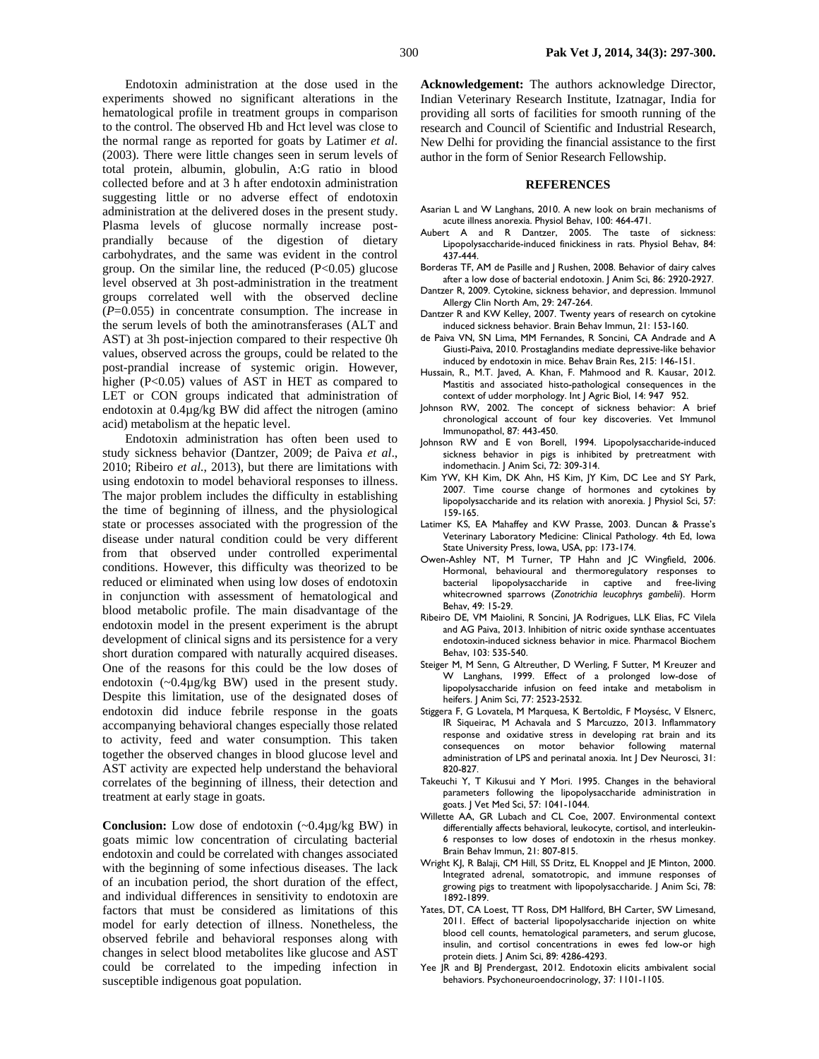Endotoxin administration at the dose used in the experiments showed no significant alterations in the hematological profile in treatment groups in comparison to the control. The observed Hb and Hct level was close to the normal range as reported for goats by Latimer *et al*. (2003). There were little changes seen in serum levels of total protein, albumin, globulin, A:G ratio in blood collected before and at 3 h after endotoxin administration suggesting little or no adverse effect of endotoxin administration at the delivered doses in the present study. Plasma levels of glucose normally increase post-prandially because of the digestion of dietary carbohydrates, and the same was evident in the control group. On the similar line, the reduced ($P<0.05$) glucose level observed at 3h post-administration in the treatment groups correlated well with the observed decline ($P=0.055$) in concentrate consumption. The increase in the serum levels of both the aminotransferases (ALT and AST) at 3h post-injection compared to their respective 0h values, observed across the groups, could be related to the post-prandial increase of systemic origin. However, higher ($P<0.05$) values of AST in HET as compared to LET or CON groups indicated that administration of endotoxin at 0.4µg/kg BW did affect the nitrogen (amino acid) metabolism at the hepatic level.

Endotoxin administration has often been used to study sickness behavior (Dantzer, 2009; de Paiva *et al*., 2010; Ribeiro *et al.*, 2013), but there are limitations with using endotoxin to model behavioral responses to illness. The major problem includes the difficulty in establishing the time of beginning of illness, and the physiological state or processes associated with the progression of the disease under natural condition could be very different from that observed under controlled experimental conditions. However, this difficulty was theorized to be reduced or eliminated when using low doses of endotoxin in conjunction with assessment of hematological and blood metabolic profile. The main disadvantage of the endotoxin model in the present experiment is the abrupt development of clinical signs and its persistence for a very short duration compared with naturally acquired diseases. One of the reasons for this could be the low doses of endotoxin (~0.4µg/kg BW) used in the present study. Despite this limitation, use of the designated doses of endotoxin did induce febrile response in the goats accompanying behavioral changes especially those related to activity, feed and water consumption. This taken together the observed changes in blood glucose level and AST activity are expected help understand the behavioral correlates of the beginning of illness, their detection and treatment at early stage in goats.

**Conclusion:** Low dose of endotoxin (~0.4µg/kg BW) in goats mimic low concentration of circulating bacterial endotoxin and could be correlated with changes associated with the beginning of some infectious diseases. The lack of an incubation period, the short duration of the effect, and individual differences in sensitivity to endotoxin are factors that must be considered as limitations of this model for early detection of illness. Nonetheless, the observed febrile and behavioral responses along with changes in select blood metabolites like glucose and AST could be correlated to the impeding infection in susceptible indigenous goat population.

**Acknowledgement:** The authors acknowledge Director, Indian Veterinary Research Institute, Izatnagar, India for providing all sorts of facilities for smooth running of the research and Council of Scientific and Industrial Research, New Delhi for providing the financial assistance to the first author in the form of Senior Research Fellowship.

## REFERENCES

Asarian L and W Langhans, 2010. A new look on brain mechanisms of acute illness anorexia. Physiol Behav, 100: 464-471.

Aubert A and R Dantzer, 2005. The taste of sickness: Lipopolysaccharide-induced finickiness in rats. Physiol Behav, 84: 437-444.

Borderas TF, AM de Pasille and J Rushen, 2008. Behavior of dairy calves after a low dose of bacterial endotoxin. J Anim Sci, 86: 2920-2927.

Dantzer R, 2009. Cytokine, sickness behavior, and depression. Immunol Allergy Clin North Am, 29: 247-264.

Dantzer R and KW Kelley, 2007. Twenty years of research on cytokine induced sickness behavior. Brain Behav Immun, 21: 153-160.

de Paiva VN, SN Lima, MM Fernandes, R Soncini, CA Andrade and A Giusti-Paiva, 2010. Prostaglandins mediate depressive-like behavior induced by endotoxin in mice. Behav Brain Res, 215: 146-151.

Hussain, R., M.T. Javed, A. Khan, F. Mahmood and R. Kausar, 2012. Mastitis and associated histo-pathological consequences in the context of udder morphology. Int J Agric Biol, 14: 947 952.

Johnson RW, 2002. The concept of sickness behavior: A brief chronological account of four key discoveries. Vet Immunol Immunopathol, 87: 443-450.

Johnson RW and E von Borell, 1994. Lipopolysaccharide-induced sickness behavior in pigs is inhibited by pretreatment with indomethacin. J Anim Sci, 72: 309-314.

Kim YW, KH Kim, DK Ahn, HS Kim, JY Kim, DC Lee and SY Park, 2007. Time course change of hormones and cytokines by lipopolysaccharide and its relation with anorexia. J Physiol Sci, 57: 159-165.

Latimer KS, EA Mahaffey and KW Prasse, 2003. Duncan & Prasse's Veterinary Laboratory Medicine: Clinical Pathology. 4th Ed, Iowa State University Press, Iowa, USA, pp: 173-174.

Owen-Ashley NT, M Turner, TP Hahn and JC Wingfield, 2006. Hormonal, behavioural and thermoregulatory responses to bacterial lipopolysaccharide in captive and free-living whitecrowned sparrows (*Zonotrichia leucophrys gambelii*). Horm Behav, 49: 15-29.

Ribeiro DE, VM Maiolini, R Soncini, JA Rodrigues, LLK Elias, FC Vilela and AG Paiva, 2013. Inhibition of nitric oxide synthase accentuates endotoxin-induced sickness behavior in mice. Pharmacol Biochem Behav, 103: 535-540.

Steiger M, M Senn, G Altreuther, D Werling, F Sutter, M Kreuzer and W Langhans, 1999. Effect of a prolonged low-dose of lipopolysaccharide infusion on feed intake and metabolism in heifers. J Anim Sci, 77: 2523-2532.

Stiggera F, G Lovatela, M Marquesa, K Bertoldic, F Moysésc, V Elsnerc, IR Siqueirac, M Achavala and S Marcuzzo, 2013. Inflammatory response and oxidative stress in developing rat brain and its consequences on motor behavior following maternal administration of LPS and perinatal anoxia. Int J Dev Neurosci, 31: 820-827.

Takeuchi Y, T Kikusui and Y Mori. 1995. Changes in the behavioral parameters following the lipopolysaccharide administration in goats. J Vet Med Sci, 57: 1041-1044.

Willette AA, GR Lubach and CL Coe, 2007. Environmental context differentially affects behavioral, leukocyte, cortisol, and interleukin-6 responses to low doses of endotoxin in the rhesus monkey. Brain Behav Immun, 21: 807-815.

Wright KJ, R Balaji, CM Hill, SS Dritz, EL Knoppel and JE Minton, 2000. Integrated adrenal, somatotropic, and immune responses of growing pigs to treatment with lipopolysaccharide. J Anim Sci, 78: 1892-1899.

Yates, DT, CA Loest, TT Ross, DM Hallford, BH Carter, SW Limesand, 2011. Effect of bacterial lipopolysaccharide injection on white blood cell counts, hematological parameters, and serum glucose, insulin, and cortisol concentrations in ewes fed low-or high protein diets. J Anim Sci, 89: 4286-4293.

Yee JR and BJ Prendergast, 2012. Endotoxin elicits ambivalent social behaviors. Psychoneuroendocrinology, 37: 1101-1105.